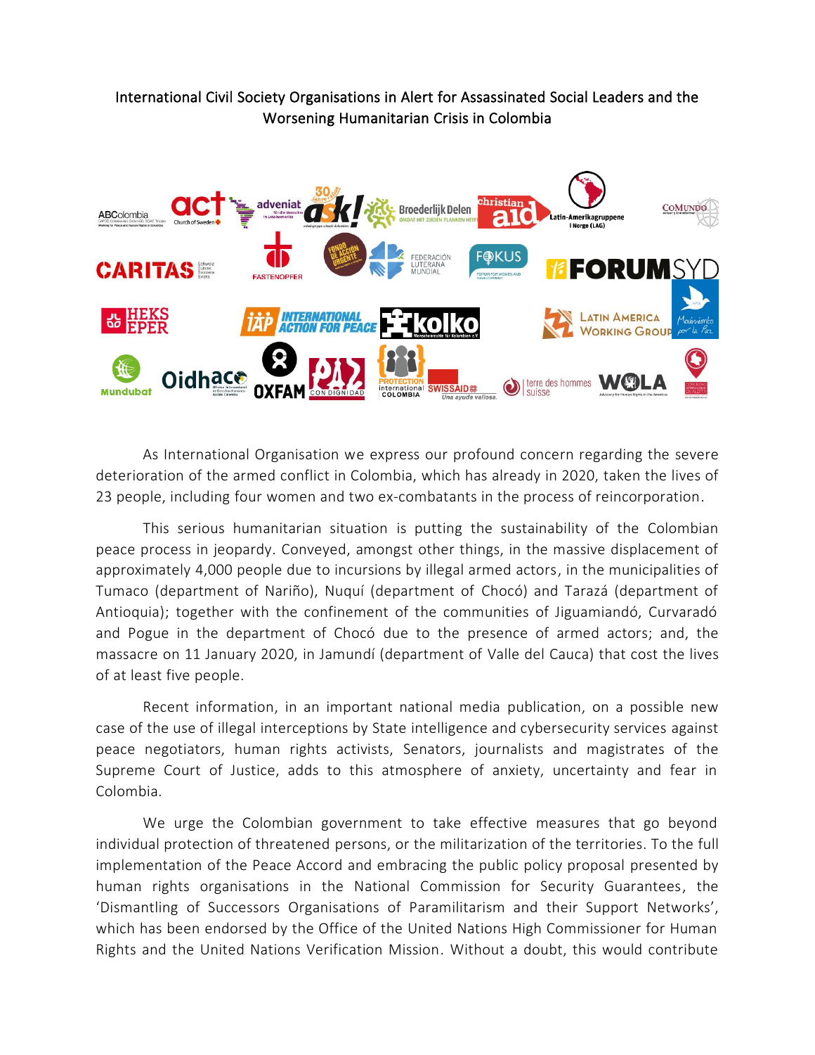# International Civil Society Organisations in Alert for Assassinated Social Leaders and the Worsening Humanitarian Crisis in Colombia

As International Organisation we express our profound concern regarding the severe deterioration of the armed conflict in Colombia, which has already in 2020, taken the lives of 23 people, including four women and two ex-combatants in the process of reincorporation.

This serious humanitarian situation is putting the sustainability of the Colombian peace process in jeopardy. Conveyed, amongst other things, in the massive displacement of approximately 4,000 people due to incursions by illegal armed actors, in the municipalities of Tumaco (department of Nariño), Nuquí (department of Chocó) and Tarazá (department of Antioquia); together with the confinement of the communities of Jiguamiandó, Curvaradó and Pogue in the department of Chocó due to the presence of armed actors; and, the massacre on 11 January 2020, in Jamundí (department of Valle del Cauca) that cost the lives of at least five people.

Recent information, in an important national media publication, on a possible new case of the use of illegal interceptions by State intelligence and cybersecurity services against peace negotiators, human rights activists, Senators, journalists and magistrates of the Supreme Court of Justice, adds to this atmosphere of anxiety, uncertainty and fear in Colombia.

We urge the Colombian government to take effective measures that go beyond individual protection of threatened persons, or the militarization of the territories. To the full implementation of the Peace Accord and embracing the public policy proposal presented by human rights organisations in the National Commission for Security Guarantees, the 'Dismantling of Successors Organisations of Paramilitarism and their Support Networks', which has been endorsed by the Office of the United Nations High Commissioner for Human Rights and the United Nations Verification Mission. Without a doubt, this would contribute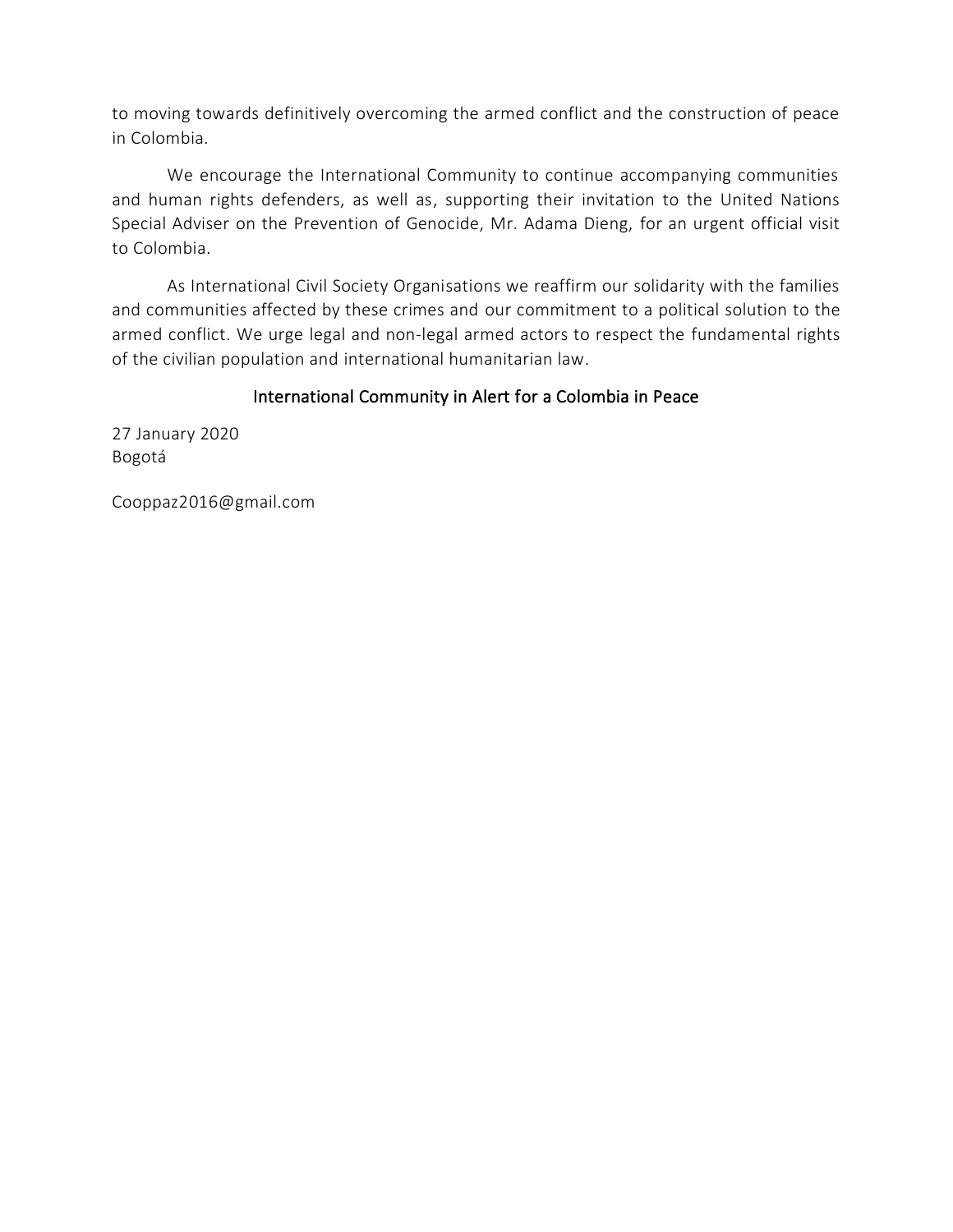to moving towards definitively overcoming the armed conflict and the construction of peace in Colombia.

We encourage the International Community to continue accompanying communities and human rights defenders, as well as, supporting their invitation to the United Nations Special Adviser on the Prevention of Genocide, Mr. Adama Dieng, for an urgent official visit to Colombia.

As International Civil Society Organisations we reaffirm our solidarity with the families and communities affected by these crimes and our commitment to a political solution to the armed conflict. We urge legal and non-legal armed actors to respect the fundamental rights of the civilian population and international humanitarian law.

International Community in Alert for a Colombia in Peace

27 January 2020
Bogotá

Cooppaz2016@gmail.com